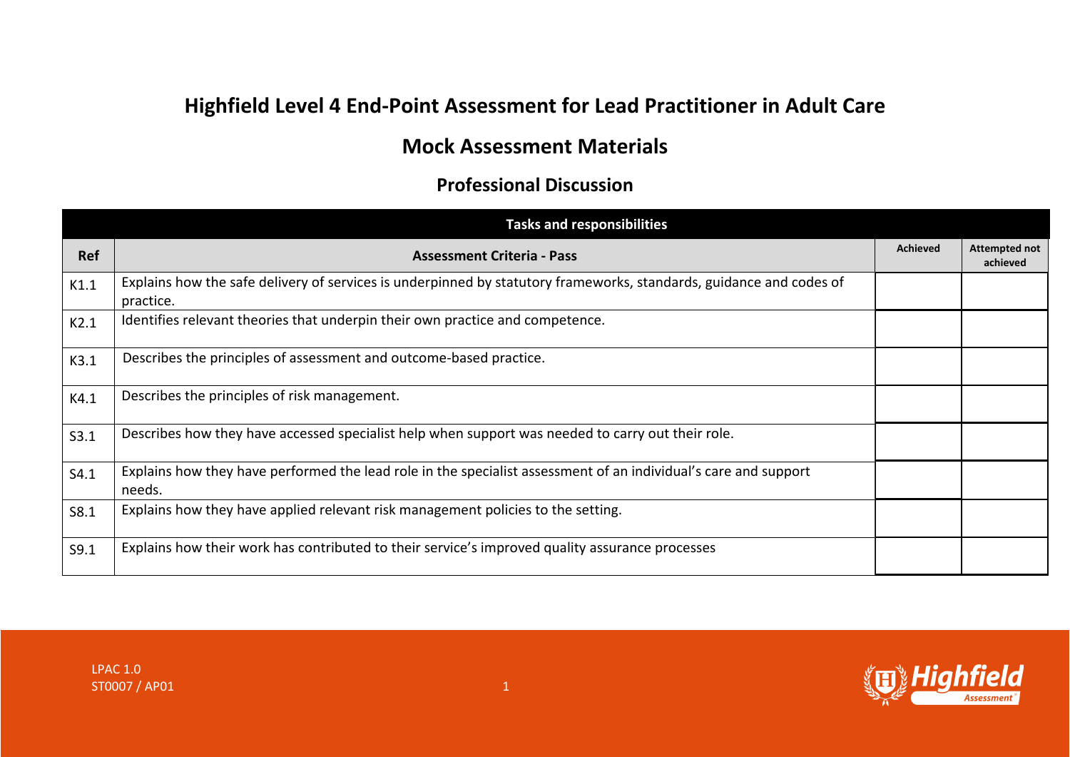# Highfield Level 4 End-Point Assessment for Lead Practitioner in Adult Care

## Mock Assessment Materials

### Professional Discussion

| Tasks and responsibilities | | | |
|---|---|---|---|
| **Ref** | **Assessment Criteria - Pass** | **Achieved** | **Attempted not achieved** |
| K1.1 | Explains how the safe delivery of services is underpinned by statutory frameworks, standards, guidance and codes of practice. | | |
| K2.1 | Identifies relevant theories that underpin their own practice and competence. | | |
| K3.1 | Describes the principles of assessment and outcome-based practice. | | |
| K4.1 | Describes the principles of risk management. | | |
| S3.1 | Describes how they have accessed specialist help when support was needed to carry out their role. | | |
| S4.1 | Explains how they have performed the lead role in the specialist assessment of an individual's care and support needs. | | |
| S8.1 | Explains how they have applied relevant risk management policies to the setting. | | |
| S9.1 | Explains how their work has contributed to their service's improved quality assurance processes | | |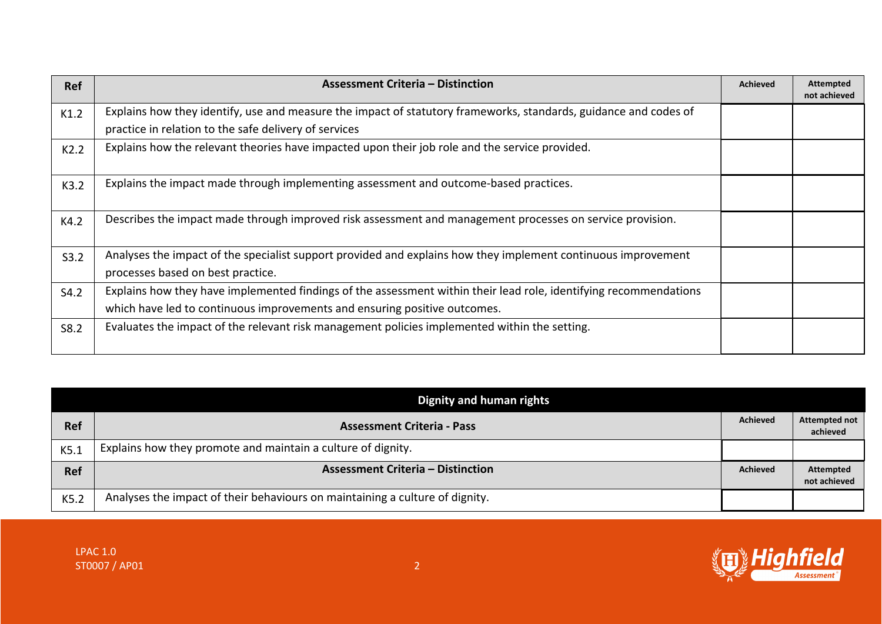| Ref | Assessment Criteria – Distinction | Achieved | Attempted not achieved |
|---|---|---|---|
| K1.2 | Explains how they identify, use and measure the impact of statutory frameworks, standards, guidance and codes of practice in relation to the safe delivery of services | | |
| K2.2 | Explains how the relevant theories have impacted upon their job role and the service provided. | | |
| K3.2 | Explains the impact made through implementing assessment and outcome-based practices. | | |
| K4.2 | Describes the impact made through improved risk assessment and management processes on service provision. | | |
| S3.2 | Analyses the impact of the specialist support provided and explains how they implement continuous improvement processes based on best practice. | | |
| S4.2 | Explains how they have implemented findings of the assessment within their lead role, identifying recommendations which have led to continuous improvements and ensuring positive outcomes. | | |
| S8.2 | Evaluates the impact of the relevant risk management policies implemented within the setting. | | |

| Dignity and human rights | | | |
|---|---|---|---|
| **Ref** | **Assessment Criteria - Pass** | **Achieved** | **Attempted not achieved** |
| K5.1 | Explains how they promote and maintain a culture of dignity. | | |
| **Ref** | **Assessment Criteria – Distinction** | **Achieved** | **Attempted not achieved** |
| K5.2 | Analyses the impact of their behaviours on maintaining a culture of dignity. | | |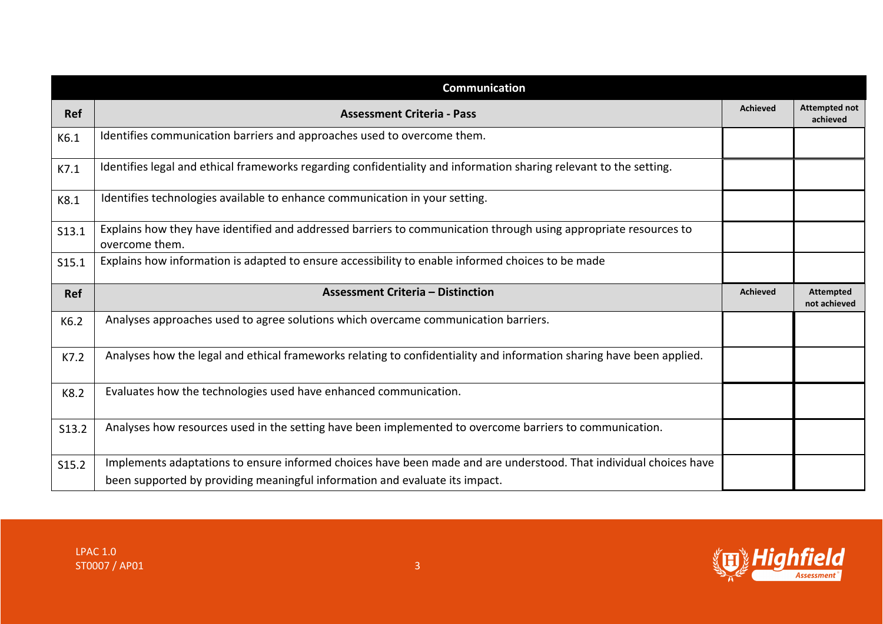| Communication | | | |
|---|---|---|---|
| **Ref** | **Assessment Criteria - Pass** | **Achieved** | **Attempted not achieved** |
| K6.1 | Identifies communication barriers and approaches used to overcome them. | | |
| K7.1 | Identifies legal and ethical frameworks regarding confidentiality and information sharing relevant to the setting. | | |
| K8.1 | Identifies technologies available to enhance communication in your setting. | | |
| S13.1 | Explains how they have identified and addressed barriers to communication through using appropriate resources to overcome them. | | |
| S15.1 | Explains how information is adapted to ensure accessibility to enable informed choices to be made | | |
| **Ref** | **Assessment Criteria – Distinction** | **Achieved** | **Attempted not achieved** |
| K6.2 | Analyses approaches used to agree solutions which overcame communication barriers. | | |
| K7.2 | Analyses how the legal and ethical frameworks relating to confidentiality and information sharing have been applied. | | |
| K8.2 | Evaluates how the technologies used have enhanced communication. | | |
| S13.2 | Analyses how resources used in the setting have been implemented to overcome barriers to communication. | | |
| S15.2 | Implements adaptations to ensure informed choices have been made and are understood. That individual choices have been supported by providing meaningful information and evaluate its impact. | | |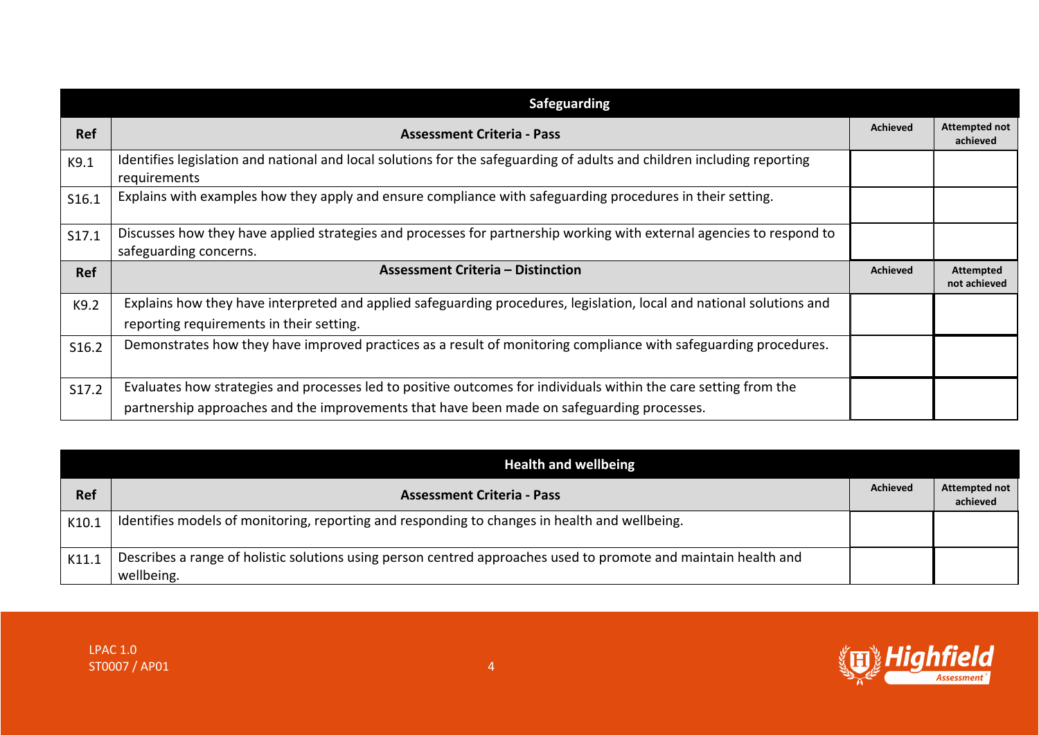| Safeguarding | | | |
|---|---|---|---|
| **Ref** | **Assessment Criteria - Pass** | **Achieved** | **Attempted not achieved** |
| K9.1 | Identifies legislation and national and local solutions for the safeguarding of adults and children including reporting requirements | | |
| S16.1 | Explains with examples how they apply and ensure compliance with safeguarding procedures in their setting. | | |
| S17.1 | Discusses how they have applied strategies and processes for partnership working with external agencies to respond to safeguarding concerns. | | |
| **Ref** | **Assessment Criteria – Distinction** | **Achieved** | **Attempted not achieved** |
| K9.2 | Explains how they have interpreted and applied safeguarding procedures, legislation, local and national solutions and reporting requirements in their setting. | | |
| S16.2 | Demonstrates how they have improved practices as a result of monitoring compliance with safeguarding procedures. | | |
| S17.2 | Evaluates how strategies and processes led to positive outcomes for individuals within the care setting from the partnership approaches and the improvements that have been made on safeguarding processes. | | |

| Health and wellbeing | | | |
|---|---|---|---|
| **Ref** | **Assessment Criteria - Pass** | **Achieved** | **Attempted not achieved** |
| K10.1 | Identifies models of monitoring, reporting and responding to changes in health and wellbeing. | | |
| K11.1 | Describes a range of holistic solutions using person centred approaches used to promote and maintain health and wellbeing. | | |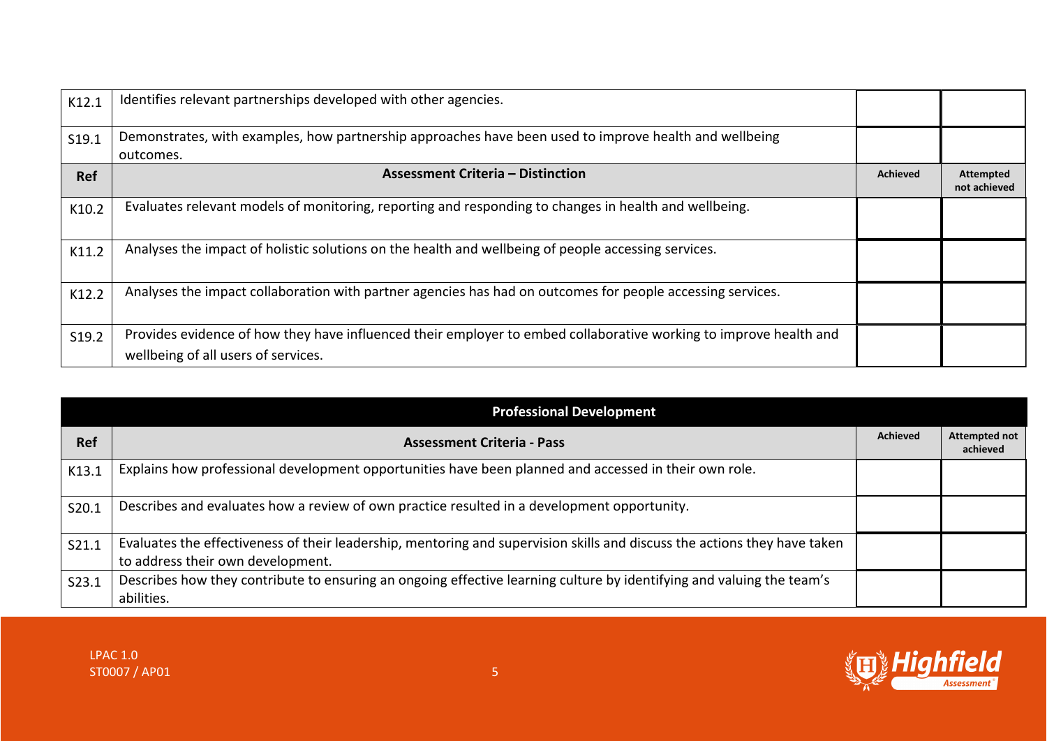| | | | |
|---|---|---|---|
| K12.1 | Identifies relevant partnerships developed with other agencies. | | |
| S19.1 | Demonstrates, with examples, how partnership approaches have been used to improve health and wellbeing outcomes. | | |
| **Ref** | **Assessment Criteria – Distinction** | **Achieved** | **Attempted not achieved** |
| K10.2 | Evaluates relevant models of monitoring, reporting and responding to changes in health and wellbeing. | | |
| K11.2 | Analyses the impact of holistic solutions on the health and wellbeing of people accessing services. | | |
| K12.2 | Analyses the impact collaboration with partner agencies has had on outcomes for people accessing services. | | |
| S19.2 | Provides evidence of how they have influenced their employer to embed collaborative working to improve health and wellbeing of all users of services. | | |

| **Professional Development** | | | |
|---|---|---|---|
| **Ref** | **Assessment Criteria - Pass** | **Achieved** | **Attempted not achieved** |
| K13.1 | Explains how professional development opportunities have been planned and accessed in their own role. | | |
| S20.1 | Describes and evaluates how a review of own practice resulted in a development opportunity. | | |
| S21.1 | Evaluates the effectiveness of their leadership, mentoring and supervision skills and discuss the actions they have taken to address their own development. | | |
| S23.1 | Describes how they contribute to ensuring an ongoing effective learning culture by identifying and valuing the team's abilities. | | |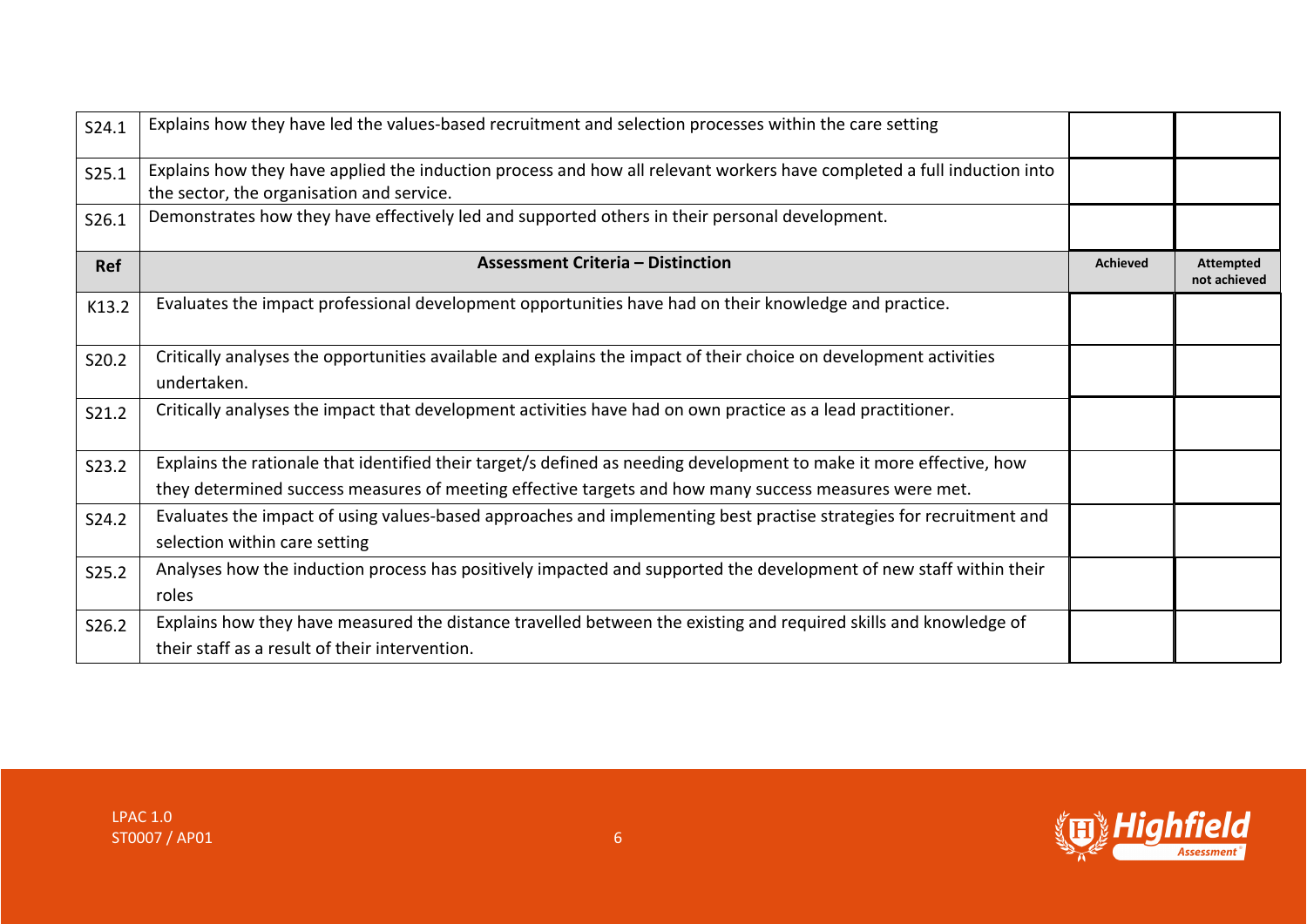| | | | |
|---|---|---|---|
| S24.1 | Explains how they have led the values-based recruitment and selection processes within the care setting | | |
| S25.1 | Explains how they have applied the induction process and how all relevant workers have completed a full induction into the sector, the organisation and service. | | |
| S26.1 | Demonstrates how they have effectively led and supported others in their personal development. | | |

| Ref | Assessment Criteria – Distinction | Achieved | Attempted not achieved |
|---|---|---|---|
| K13.2 | Evaluates the impact professional development opportunities have had on their knowledge and practice. | | |
| S20.2 | Critically analyses the opportunities available and explains the impact of their choice on development activities undertaken. | | |
| S21.2 | Critically analyses the impact that development activities have had on own practice as a lead practitioner. | | |
| S23.2 | Explains the rationale that identified their target/s defined as needing development to make it more effective, how they determined success measures of meeting effective targets and how many success measures were met. | | |
| S24.2 | Evaluates the impact of using values-based approaches and implementing best practise strategies for recruitment and selection within care setting | | |
| S25.2 | Analyses how the induction process has positively impacted and supported the development of new staff within their roles | | |
| S26.2 | Explains how they have measured the distance travelled between the existing and required skills and knowledge of their staff as a result of their intervention. | | |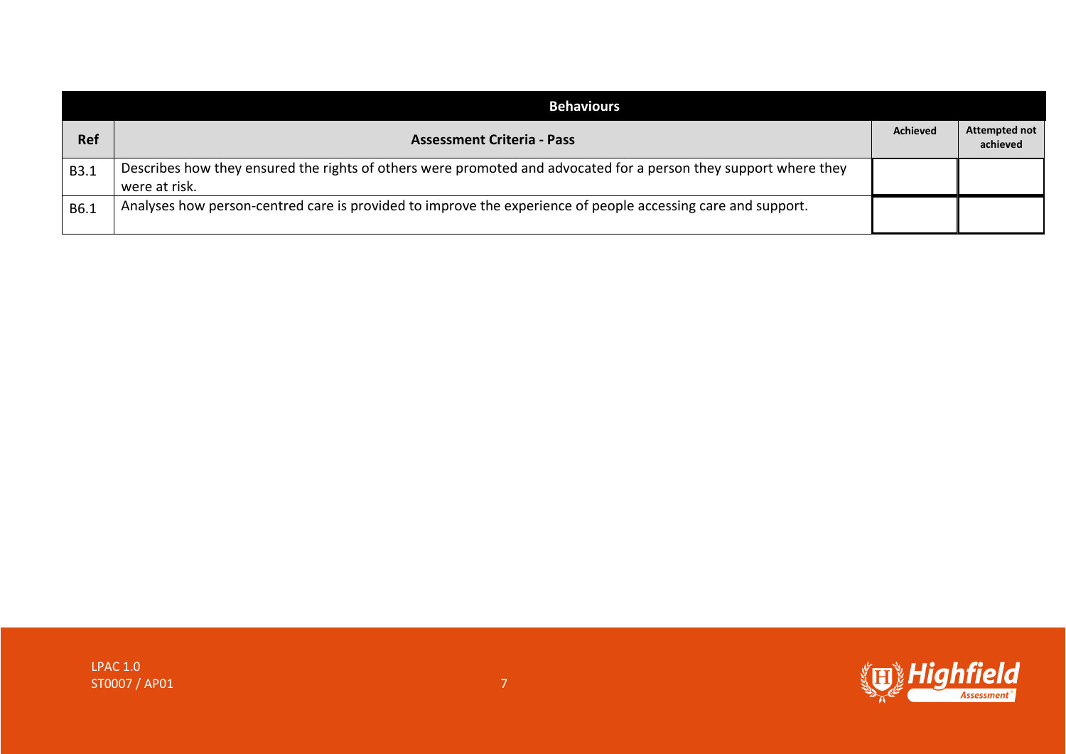| Behaviours | | | |
|---|---|---|---|
| **Ref** | **Assessment Criteria - Pass** | **Achieved** | **Attempted not achieved** |
| B3.1 | Describes how they ensured the rights of others were promoted and advocated for a person they support where they were at risk. | | |
| B6.1 | Analyses how person-centred care is provided to improve the experience of people accessing care and support. | | |